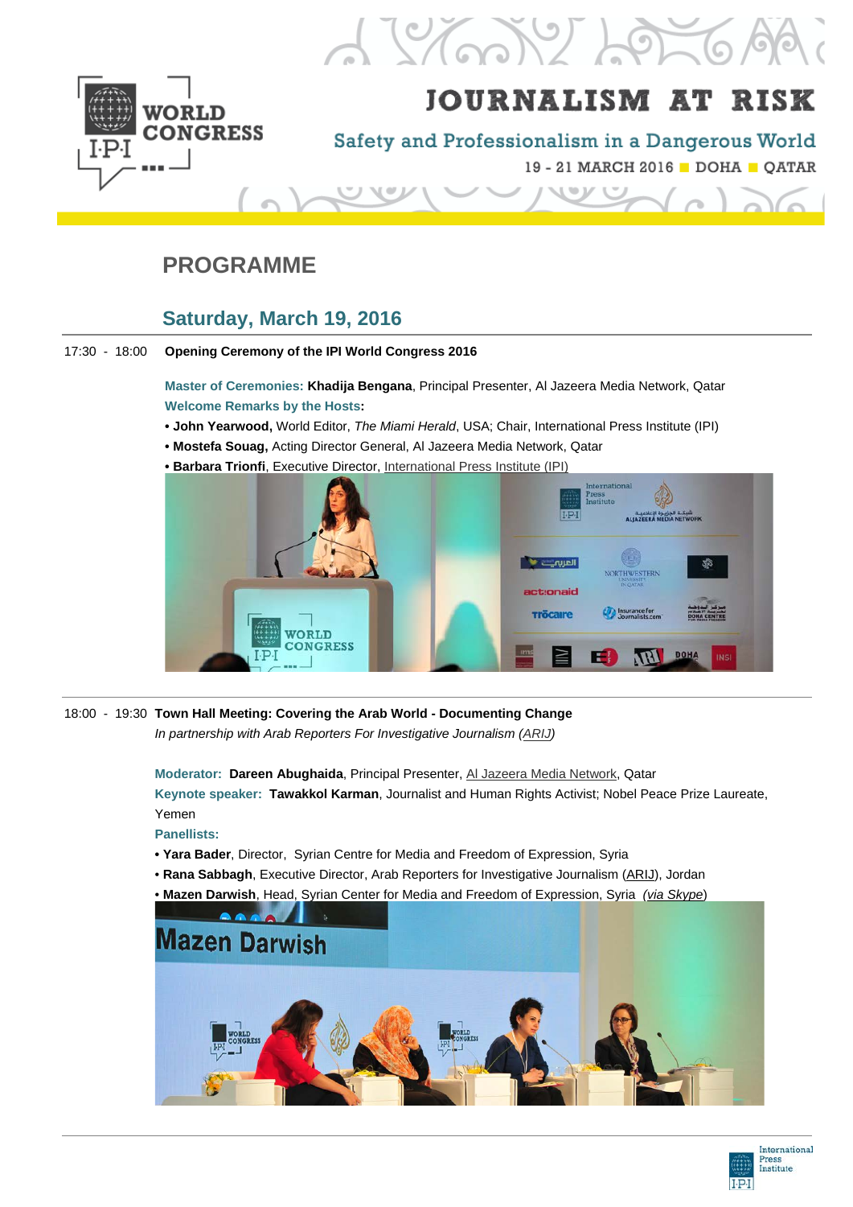# JOURNALISM AT RISK

## Safety and Professionalism in a Dangerous World

19 - 21 MARCH 2016 ■ DOHA ■ QATAR

## PROGRAMME

### Saturday, March 19, 2016

17:30 - 18:00 **Opening Ceremony of the IPI World Congress 2016**

**Master of Ceremonies:** **Khadija Bengana**, Principal Presenter, Al Jazeera Media Network, Qatar
**Welcome Remarks by the Hosts:**

- **John Yearwood,** World Editor, *The Miami Herald*, USA; Chair, International Press Institute (IPI)
- **Mostefa Souag,** Acting Director General, Al Jazeera Media Network, Qatar
- **Barbara Trionfi**, Executive Director, International Press Institute (IPI)

18:00 - 19:30 **Town Hall Meeting: Covering the Arab World - Documenting Change**
*In partnership with Arab Reporters For Investigative Journalism (ARIJ)*

**Moderator:** **Dareen Abughaida**, Principal Presenter, Al Jazeera Media Network, Qatar
**Keynote speaker:** **Tawakkol Karman**, Journalist and Human Rights Activist; Nobel Peace Prize Laureate, Yemen
**Panellists:**

- **Yara Bader**, Director, Syrian Centre for Media and Freedom of Expression, Syria
- **Rana Sabbagh**, Executive Director, Arab Reporters for Investigative Journalism (ARIJ), Jordan
- **Mazen Darwish**, Head, Syrian Center for Media and Freedom of Expression, Syria *(via Skype)*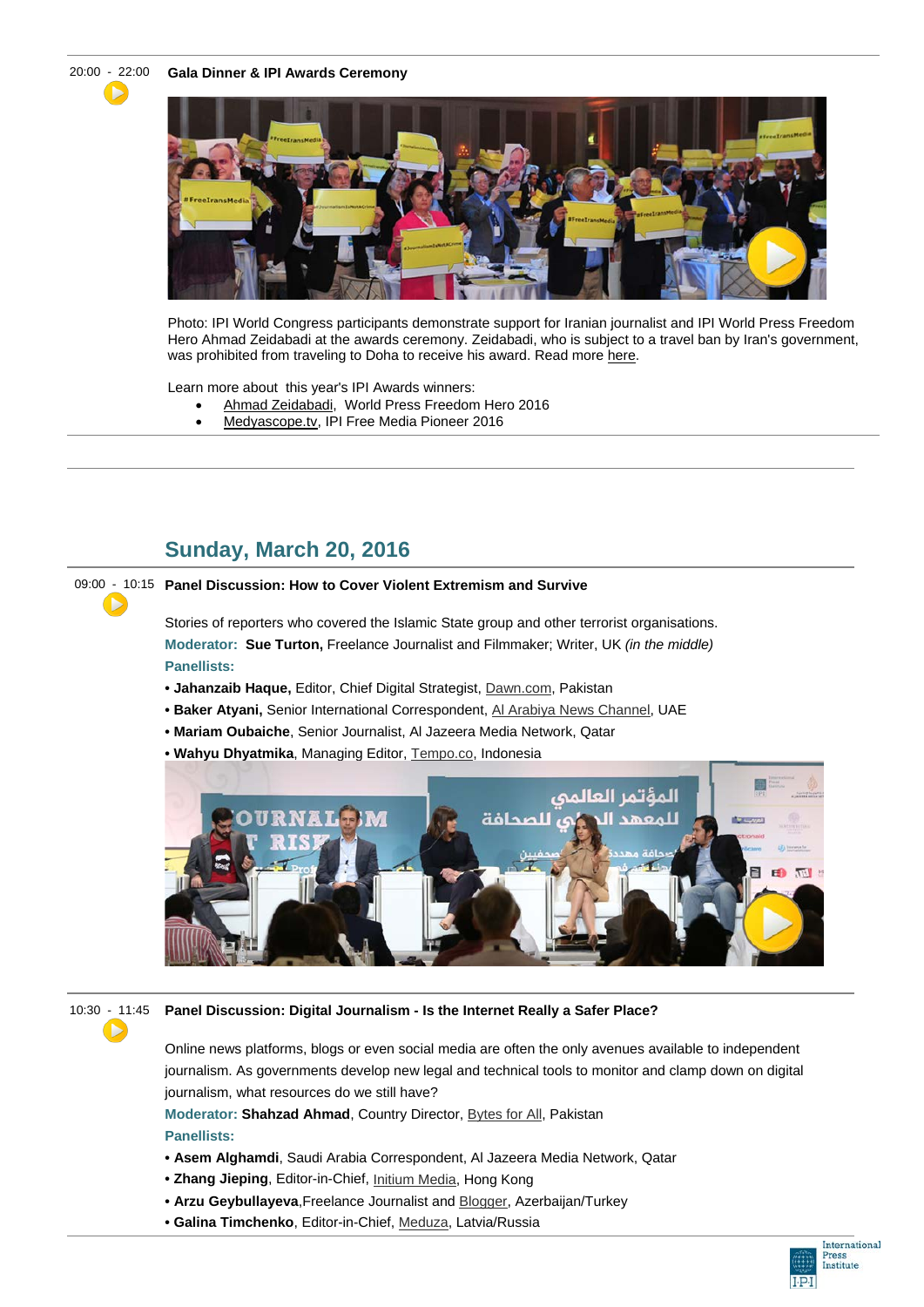20:00 - 22:00 **Gala Dinner & IPI Awards Ceremony**

Photo: IPI World Congress participants demonstrate support for Iranian journalist and IPI World Press Freedom Hero Ahmad Zeidabadi at the awards ceremony. Zeidabadi, who is subject to a travel ban by Iran's government, was prohibited from traveling to Doha to receive his award. Read more here.

Learn more about this year's IPI Awards winners:

- Ahmad Zeidabadi, World Press Freedom Hero 2016
- Medyascope.tv, IPI Free Media Pioneer 2016

## Sunday, March 20, 2016

09:00 - 10:15 **Panel Discussion: How to Cover Violent Extremism and Survive**

Stories of reporters who covered the Islamic State group and other terrorist organisations.

**Moderator:** **Sue Turton,** Freelance Journalist and Filmmaker; Writer, UK *(in the middle)*

**Panellists:**

- **Jahanzaib Haque,** Editor, Chief Digital Strategist, Dawn.com, Pakistan
- **Baker Atyani,** Senior International Correspondent, Al Arabiya News Channel, UAE
- **Mariam Oubaiche**, Senior Journalist, Al Jazeera Media Network, Qatar
- **Wahyu Dhyatmika**, Managing Editor, Tempo.co, Indonesia

10:30 - 11:45 **Panel Discussion: Digital Journalism - Is the Internet Really a Safer Place?**

Online news platforms, blogs or even social media are often the only avenues available to independent journalism. As governments develop new legal and technical tools to monitor and clamp down on digital journalism, what resources do we still have?

**Moderator:** **Shahzad Ahmad**, Country Director, Bytes for All, Pakistan

**Panellists:**

- **Asem Alghamdi**, Saudi Arabia Correspondent, Al Jazeera Media Network, Qatar
- **Zhang Jieping**, Editor-in-Chief, Initium Media, Hong Kong
- **Arzu Geybullayeva**,Freelance Journalist and Blogger, Azerbaijan/Turkey
- **Galina Timchenko**, Editor-in-Chief, Meduza, Latvia/Russia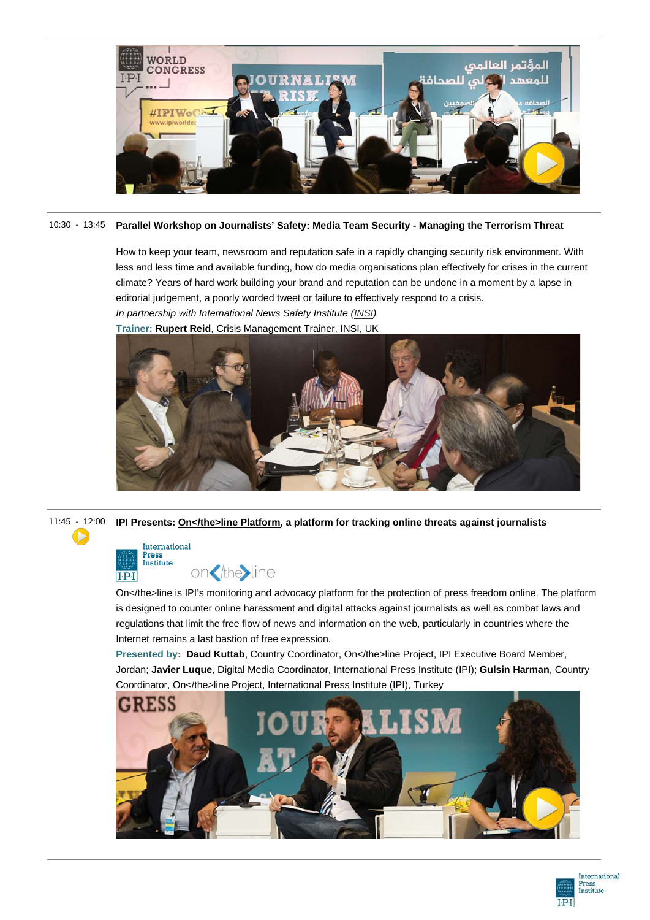10:30 - 13:45 **Parallel Workshop on Journalists' Safety: Media Team Security - Managing the Terrorism Threat**

How to keep your team, newsroom and reputation safe in a rapidly changing security risk environment. With less and less time and available funding, how do media organisations plan effectively for crises in the current climate? Years of hard work building your brand and reputation can be undone in a moment by a lapse in editorial judgement, a poorly worded tweet or failure to effectively respond to a crisis.

*In partnership with International News Safety Institute (INSI)*

**Trainer:** **Rupert Reid**, Crisis Management Trainer, INSI, UK

11:45 - 12:00 **IPI Presents: On</the>line Platform, a platform for tracking online threats against journalists**

On</the>line is IPI's monitoring and advocacy platform for the protection of press freedom online. The platform is designed to counter online harassment and digital attacks against journalists as well as combat laws and regulations that limit the free flow of news and information on the web, particularly in countries where the Internet remains a last bastion of free expression.

**Presented by:** **Daud Kuttab**, Country Coordinator, On</the>line Project, IPI Executive Board Member, Jordan; **Javier Luque**, Digital Media Coordinator, International Press Institute (IPI); **Gulsin Harman**, Country Coordinator, On</the>line Project, International Press Institute (IPI), Turkey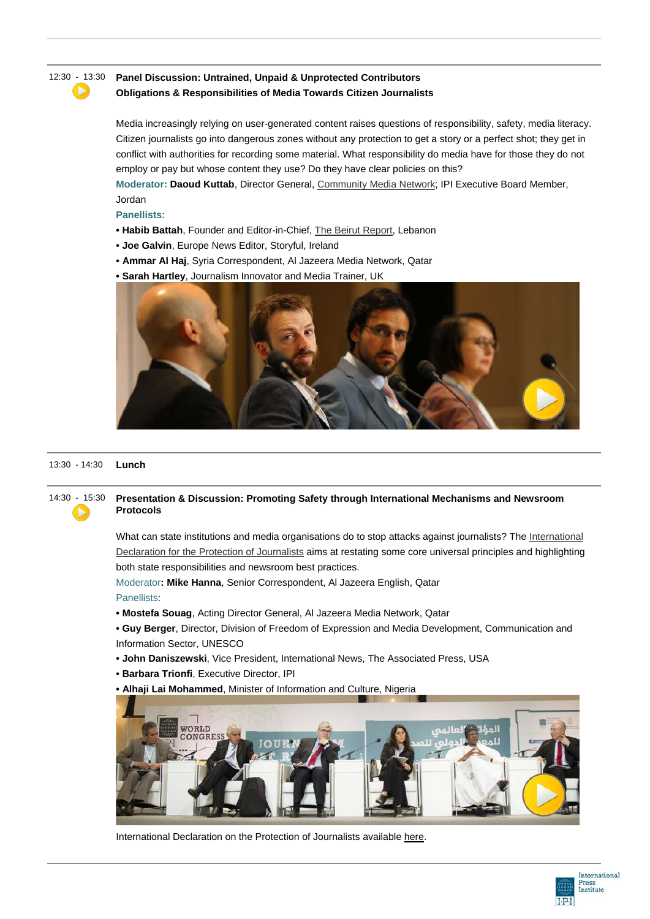12:30 - 13:30 **Panel Discussion: Untrained, Unpaid & Unprotected Contributors**
**Obligations & Responsibilities of Media Towards Citizen Journalists**

Media increasingly relying on user-generated content raises questions of responsibility, safety, media literacy. Citizen journalists go into dangerous zones without any protection to get a story or a perfect shot; they get in conflict with authorities for recording some material. What responsibility do media have for those they do not employ or pay but whose content they use? Do they have clear policies on this?

**Moderator:** **Daoud Kuttab**, Director General, Community Media Network; IPI Executive Board Member, Jordan

**Panellists:**

- **Habib Battah**, Founder and Editor-in-Chief, The Beirut Report, Lebanon
- **Joe Galvin**, Europe News Editor, Storyful, Ireland
- **Ammar Al Haj**, Syria Correspondent, Al Jazeera Media Network, Qatar
- **Sarah Hartley**, Journalism Innovator and Media Trainer, UK

13:30 - 14:30 **Lunch**

14:30 - 15:30 **Presentation & Discussion: Promoting Safety through International Mechanisms and Newsroom Protocols**

What can state institutions and media organisations do to stop attacks against journalists? The International Declaration for the Protection of Journalists aims at restating some core universal principles and highlighting both state responsibilities and newsroom best practices.

Moderator**:** **Mike Hanna**, Senior Correspondent, Al Jazeera English, Qatar

Panellists:

- **Mostefa Souag**, Acting Director General, Al Jazeera Media Network, Qatar
- **Guy Berger**, Director, Division of Freedom of Expression and Media Development, Communication and Information Sector, UNESCO
- **John Daniszewski**, Vice President, International News, The Associated Press, USA
- **Barbara Trionfi**, Executive Director, IPI
- **Alhaji Lai Mohammed**, Minister of Information and Culture, Nigeria

International Declaration on the Protection of Journalists available here.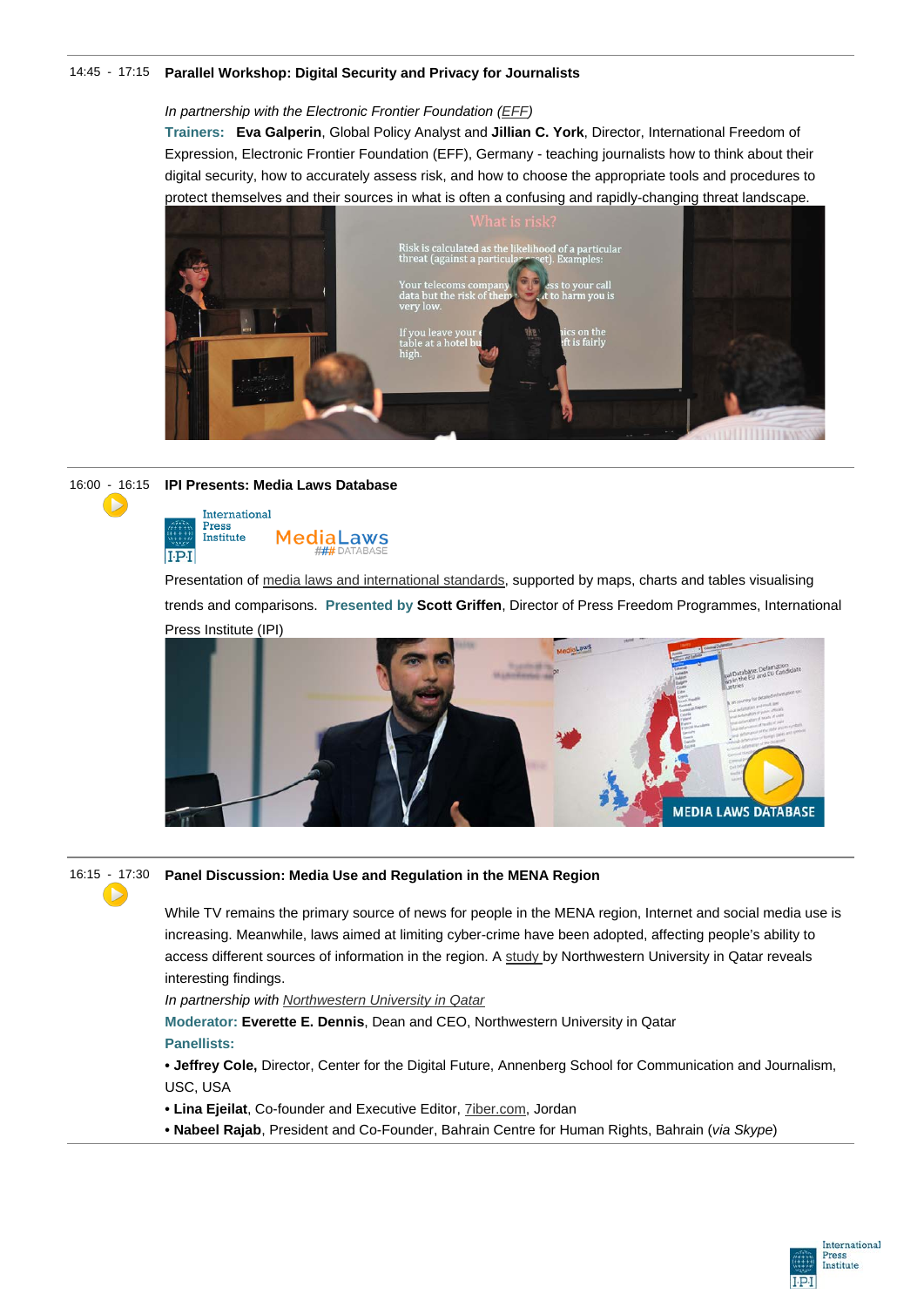14:45 - 17:15 **Parallel Workshop: Digital Security and Privacy for Journalists**

*In partnership with the Electronic Frontier Foundation (EFF)*

**Trainers:** **Eva Galperin**, Global Policy Analyst and **Jillian C. York**, Director, International Freedom of Expression, Electronic Frontier Foundation (EFF), Germany - teaching journalists how to think about their digital security, how to accurately assess risk, and how to choose the appropriate tools and procedures to protect themselves and their sources in what is often a confusing and rapidly-changing threat landscape.

---

16:00 - 16:15 **IPI Presents: Media Laws Database**

Presentation of media laws and international standards, supported by maps, charts and tables visualising trends and comparisons. **Presented by Scott Griffen**, Director of Press Freedom Programmes, International Press Institute (IPI)

---

16:15 - 17:30 **Panel Discussion: Media Use and Regulation in the MENA Region**

While TV remains the primary source of news for people in the MENA region, Internet and social media use is increasing. Meanwhile, laws aimed at limiting cyber-crime have been adopted, affecting people's ability to access different sources of information in the region. A study by Northwestern University in Qatar reveals interesting findings.

*In partnership with Northwestern University in Qatar*

**Moderator: Everette E. Dennis**, Dean and CEO, Northwestern University in Qatar

**Panellists:**

- **Jeffrey Cole,** Director, Center for the Digital Future, Annenberg School for Communication and Journalism, USC, USA
- **Lina Ejeilat**, Co-founder and Executive Editor, 7iber.com, Jordan
- **Nabeel Rajab**, President and Co-Founder, Bahrain Centre for Human Rights, Bahrain (*via Skype*)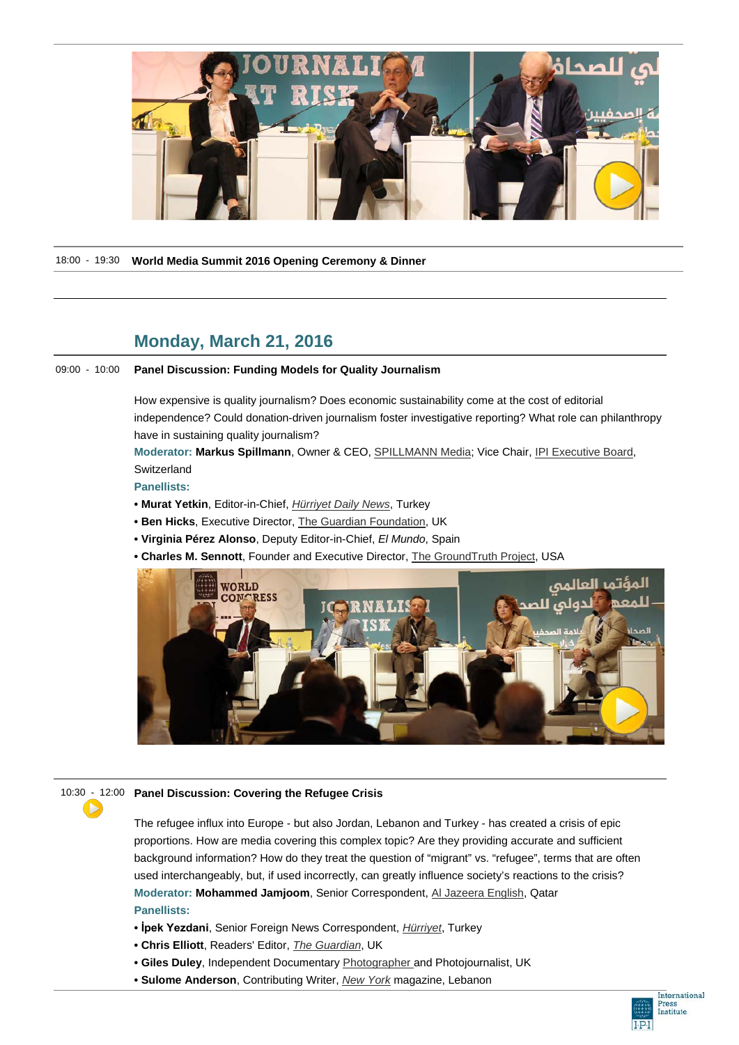18:00 - 19:30 **World Media Summit 2016 Opening Ceremony & Dinner**

## Monday, March 21, 2016

09:00 - 10:00 **Panel Discussion: Funding Models for Quality Journalism**

How expensive is quality journalism? Does economic sustainability come at the cost of editorial independence? Could donation-driven journalism foster investigative reporting? What role can philanthropy have in sustaining quality journalism?

**Moderator:** **Markus Spillmann**, Owner & CEO, SPILLMANN Media; Vice Chair, IPI Executive Board, Switzerland

**Panellists:**

- **Murat Yetkin**, Editor-in-Chief, *Hürriyet Daily News*, Turkey
- **Ben Hicks**, Executive Director, The Guardian Foundation, UK
- **Virginia Pérez Alonso**, Deputy Editor-in-Chief, *El Mundo*, Spain
- **Charles M. Sennott**, Founder and Executive Director, The GroundTruth Project, USA

10:30 - 12:00 **Panel Discussion: Covering the Refugee Crisis**

The refugee influx into Europe - but also Jordan, Lebanon and Turkey - has created a crisis of epic proportions. How are media covering this complex topic? Are they providing accurate and sufficient background information? How do they treat the question of "migrant" vs. "refugee", terms that are often used interchangeably, but, if used incorrectly, can greatly influence society's reactions to the crisis?

**Moderator:** **Mohammed Jamjoom**, Senior Correspondent, Al Jazeera English, Qatar

**Panellists:**

- **İpek Yezdani**, Senior Foreign News Correspondent, *Hürriyet*, Turkey
- **Chris Elliott**, Readers' Editor, *The Guardian*, UK
- **Giles Duley**, Independent Documentary Photographer and Photojournalist, UK
- **Sulome Anderson**, Contributing Writer, *New York* magazine, Lebanon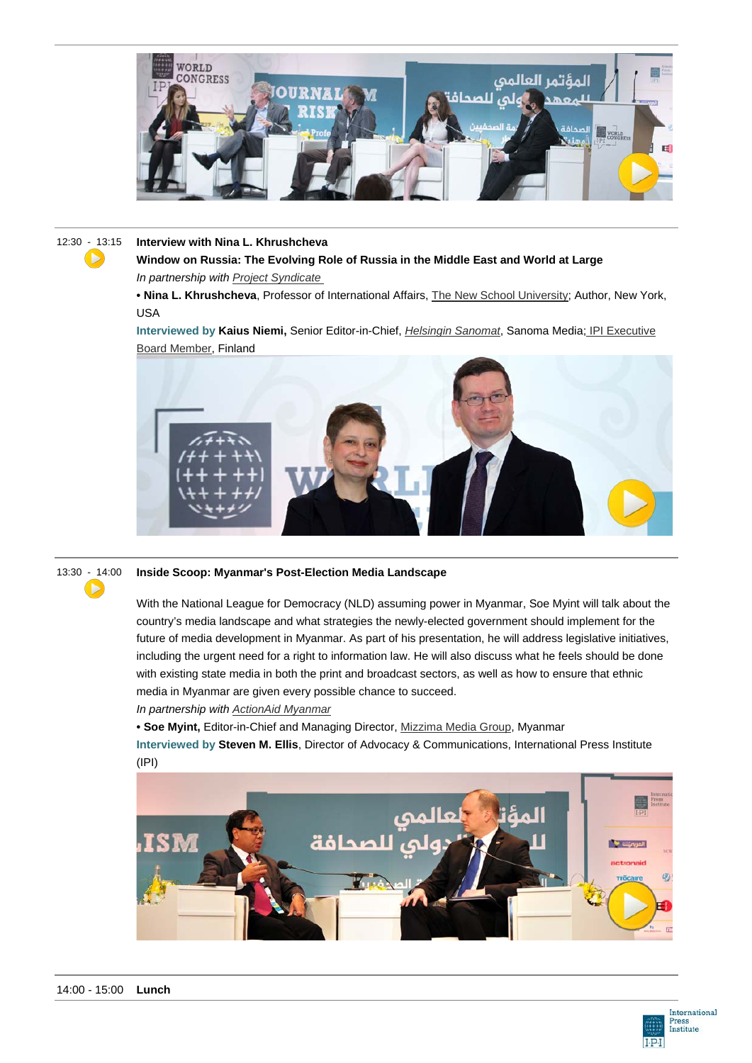12:30 - 13:15 **Interview with Nina L. Khrushcheva**

**Window on Russia: The Evolving Role of Russia in the Middle East and World at Large**

*In partnership with Project Syndicate*

• **Nina L. Khrushcheva**, Professor of International Affairs, The New School University; Author, New York, USA

**Interviewed by Kaius Niemi,** Senior Editor-in-Chief, *Helsingin Sanomat*, Sanoma Media; IPI Executive Board Member, Finland

13:30 - 14:00 **Inside Scoop: Myanmar's Post-Election Media Landscape**

With the National League for Democracy (NLD) assuming power in Myanmar, Soe Myint will talk about the country's media landscape and what strategies the newly-elected government should implement for the future of media development in Myanmar. As part of his presentation, he will address legislative initiatives, including the urgent need for a right to information law. He will also discuss what he feels should be done with existing state media in both the print and broadcast sectors, as well as how to ensure that ethnic media in Myanmar are given every possible chance to succeed.

*In partnership with ActionAid Myanmar*

• **Soe Myint,** Editor-in-Chief and Managing Director, Mizzima Media Group, Myanmar

**Interviewed by Steven M. Ellis**, Director of Advocacy & Communications, International Press Institute (IPI)

14:00 - 15:00 **Lunch**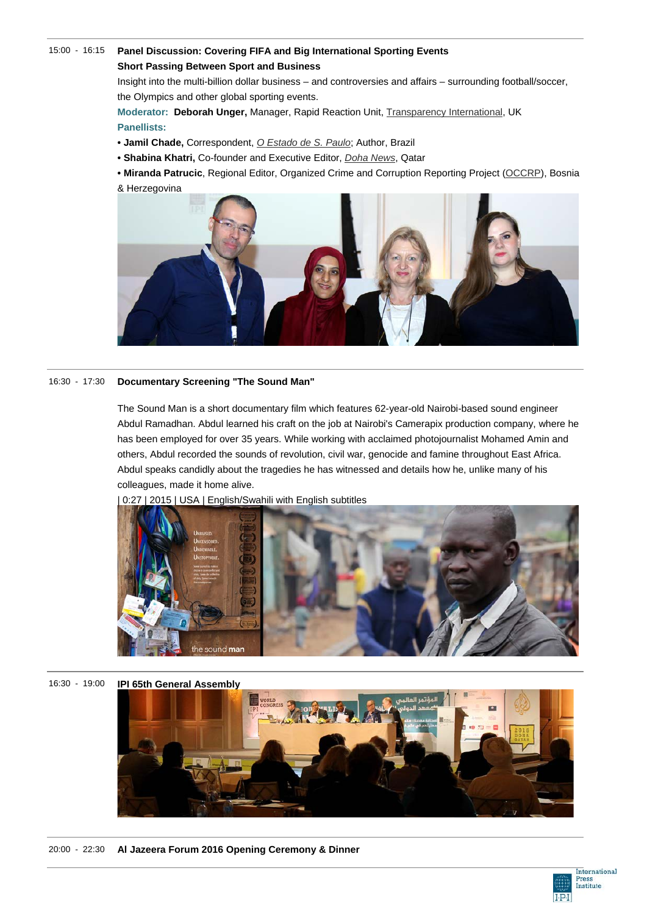15:00 - 16:15 **Panel Discussion: Covering FIFA and Big International Sporting Events**

**Short Passing Between Sport and Business**

Insight into the multi-billion dollar business – and controversies and affairs – surrounding football/soccer, the Olympics and other global sporting events.

**Moderator:** **Deborah Unger,** Manager, Rapid Reaction Unit, Transparency International, UK

**Panellists:**

- **Jamil Chade,** Correspondent, *O Estado de S. Paulo*; Author, Brazil
- **Shabina Khatri,** Co-founder and Executive Editor, *Doha News*, Qatar
- **Miranda Patrucic**, Regional Editor, Organized Crime and Corruption Reporting Project (OCCRP), Bosnia & Herzegovina

16:30 - 17:30 **Documentary Screening "The Sound Man"**

The Sound Man is a short documentary film which features 62-year-old Nairobi-based sound engineer Abdul Ramadhan. Abdul learned his craft on the job at Nairobi's Camerapix production company, where he has been employed for over 35 years. While working with acclaimed photojournalist Mohamed Amin and others, Abdul recorded the sounds of revolution, civil war, genocide and famine throughout East Africa. Abdul speaks candidly about the tragedies he has witnessed and details how he, unlike many of his colleagues, made it home alive.

| 0:27 | 2015 | USA | English/Swahili with English subtitles

16:30 - 19:00 **IPI 65th General Assembly**

20:00 - 22:30 **Al Jazeera Forum 2016 Opening Ceremony & Dinner**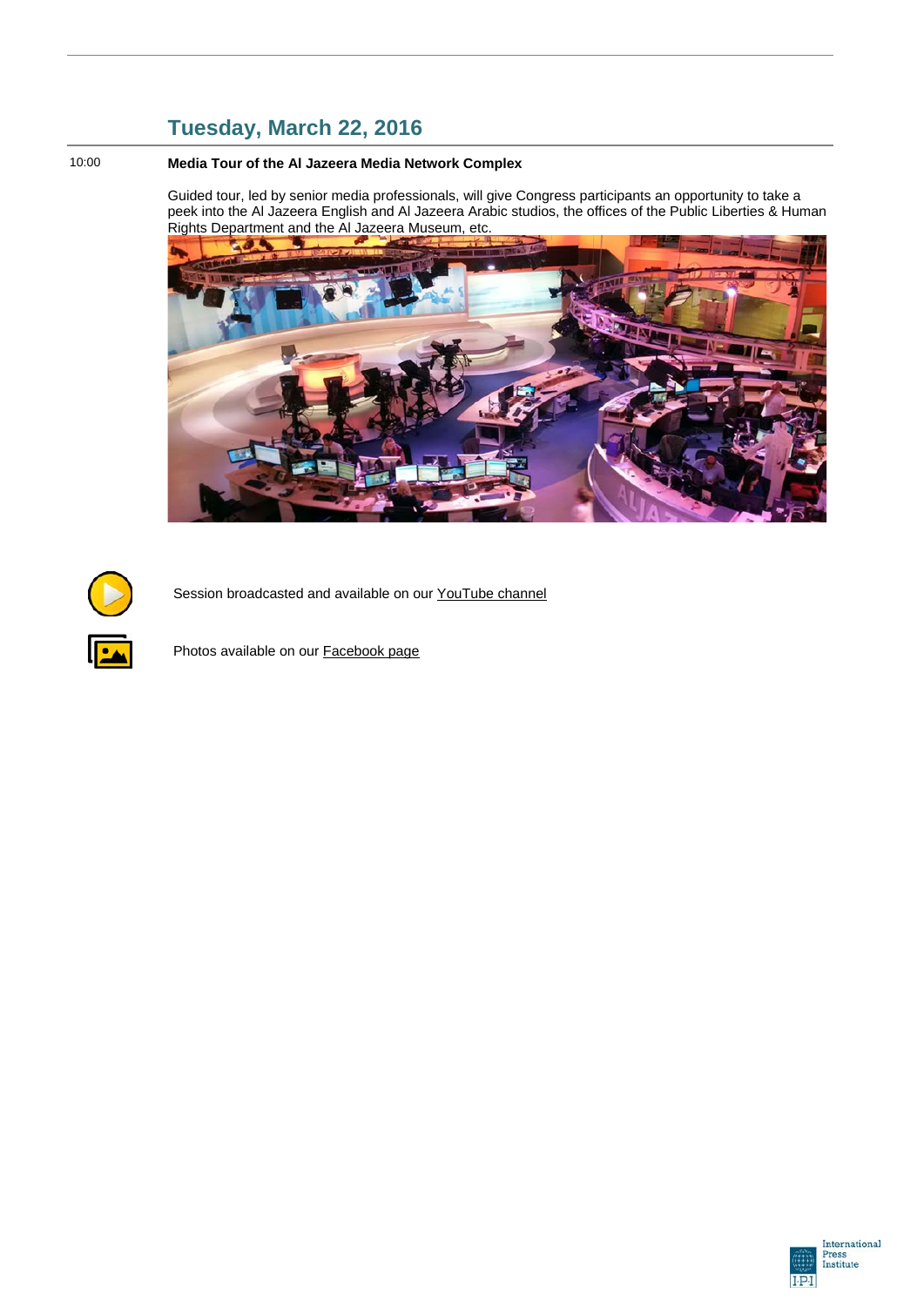## Tuesday, March 22, 2016

10:00 **Media Tour of the Al Jazeera Media Network Complex**

Guided tour, led by senior media professionals, will give Congress participants an opportunity to take a peek into the Al Jazeera English and Al Jazeera Arabic studios, the offices of the Public Liberties & Human Rights Department and the Al Jazeera Museum, etc.

Session broadcasted and available on our YouTube channel

Photos available on our Facebook page